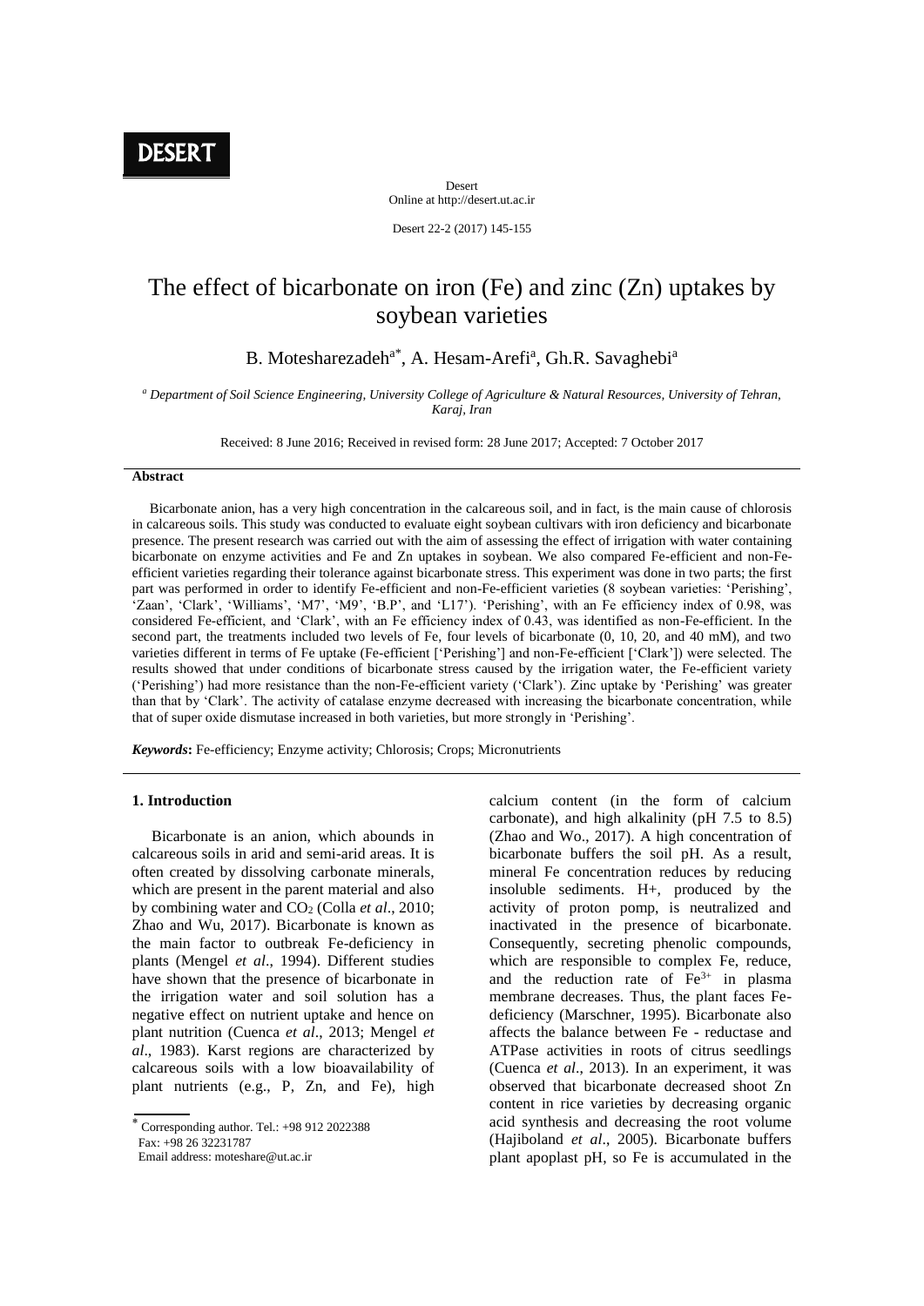DESERT

Desert
Online at http://desert.ut.ac.ir

# The effect of bicarbonate on iron (Fe) and zinc (Zn) uptakes by soybean varieties

B. Motesharezadeh[a*], A. Hesam-Arefi[a], Gh.R. Savaghebi[a]

[a] *Department of Soil Science Engineering, University College of Agriculture & Natural Resources, University of Tehran, Karaj, Iran*

Received: 8 June 2016; Received in revised form: 28 June 2017; Accepted: 7 October 2017

## Abstract

Bicarbonate anion, has a very high concentration in the calcareous soil, and in fact, is the main cause of chlorosis in calcareous soils. This study was conducted to evaluate eight soybean cultivars with iron deficiency and bicarbonate presence. The present research was carried out with the aim of assessing the effect of irrigation with water containing bicarbonate on enzyme activities and Fe and Zn uptakes in soybean. We also compared Fe-efficient and non-Fe-efficient varieties regarding their tolerance against bicarbonate stress. This experiment was done in two parts; the first part was performed in order to identify Fe-efficient and non-Fe-efficient varieties (8 soybean varieties: 'Perishing', 'Zaan', 'Clark', 'Williams', 'M7', 'M9', 'B.P', and 'L17'). 'Perishing', with an Fe efficiency index of 0.98, was considered Fe-efficient, and 'Clark', with an Fe efficiency index of 0.43, was identified as non-Fe-efficient. In the second part, the treatments included two levels of Fe, four levels of bicarbonate (0, 10, 20, and 40 mM), and two varieties different in terms of Fe uptake (Fe-efficient ['Perishing'] and non-Fe-efficient ['Clark']) were selected. The results showed that under conditions of bicarbonate stress caused by the irrigation water, the Fe-efficient variety ('Perishing') had more resistance than the non-Fe-efficient variety ('Clark'). Zinc uptake by 'Perishing' was greater than that by 'Clark'. The activity of catalase enzyme decreased with increasing the bicarbonate concentration, while that of super oxide dismutase increased in both varieties, but more strongly in 'Perishing'.

***Keywords*:** Fe-efficiency; Enzyme activity; Chlorosis; Crops; Micronutrients

## 1. Introduction

Bicarbonate is an anion, which abounds in calcareous soils in arid and semi-arid areas. It is often created by dissolving carbonate minerals, which are present in the parent material and also by combining water and $CO_2$ (Colla *et al*., 2010; Zhao and Wu, 2017). Bicarbonate is known as the main factor to outbreak Fe-deficiency in plants (Mengel *et al*., 1994). Different studies have shown that the presence of bicarbonate in the irrigation water and soil solution has a negative effect on nutrient uptake and hence on plant nutrition (Cuenca *et al*., 2013; Mengel *et al*., 1983). Karst regions are characterized by calcareous soils with a low bioavailability of plant nutrients (e.g., P, Zn, and Fe), high calcium content (in the form of calcium carbonate), and high alkalinity (pH 7.5 to 8.5) (Zhao and Wo., 2017). A high concentration of bicarbonate buffers the soil pH. As a result, mineral Fe concentration reduces by reducing insoluble sediments. H+, produced by the activity of proton pump, is neutralized and inactivated in the presence of bicarbonate. Consequently, secreting phenolic compounds, which are responsible to complex Fe, reduce, and the reduction rate of $Fe^{3+}$ in plasma membrane decreases. Thus, the plant faces Fe-deficiency (Marschner, 1995). Bicarbonate also affects the balance between Fe - reductase and ATPase activities in roots of citrus seedlings (Cuenca *et al*., 2013). In an experiment, it was observed that bicarbonate decreased shoot Zn content in rice varieties by decreasing organic acid synthesis and decreasing the root volume (Hajiboland *et al*., 2005). Bicarbonate buffers plant apoplast pH, so Fe is accumulated in the

* Corresponding author. Tel.: +98 912 2022388
Fax: +98 26 32231787
Email address: moteshare@ut.ac.ir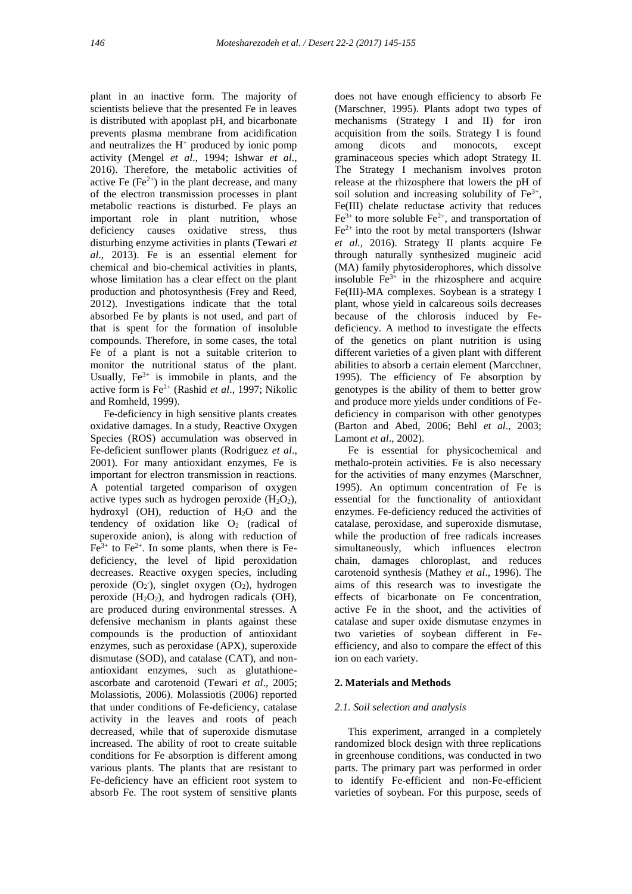plant in an inactive form. The majority of scientists believe that the presented Fe in leaves is distributed with apoplast pH, and bicarbonate prevents plasma membrane from acidification and neutralizes the $H^+$ produced by ionic pomp activity (Mengel *et al*., 1994; Ishwar *et al*., 2016). Therefore, the metabolic activities of active Fe ($Fe^{2+}$) in the plant decrease, and many of the electron transmission processes in plant metabolic reactions is disturbed. Fe plays an important role in plant nutrition, whose deficiency causes oxidative stress, thus disturbing enzyme activities in plants (Tewari *et al*., 2013). Fe is an essential element for chemical and bio-chemical activities in plants, whose limitation has a clear effect on the plant production and photosynthesis (Frey and Reed, 2012). Investigations indicate that the total absorbed Fe by plants is not used, and part of that is spent for the formation of insoluble compounds. Therefore, in some cases, the total Fe of a plant is not a suitable criterion to monitor the nutritional status of the plant. Usually, $Fe^{3+}$ is immobile in plants, and the active form is $Fe^{2+}$ (Rashid *et al*., 1997; Nikolic and Romheld, 1999).

Fe-deficiency in high sensitive plants creates oxidative damages. In a study, Reactive Oxygen Species (ROS) accumulation was observed in Fe-deficient sunflower plants (Rodriguez *et al*., 2001). For many antioxidant enzymes, Fe is important for electron transmission in reactions. A potential targeted comparison of oxygen active types such as hydrogen peroxide ($H_2O_2$), hydroxyl (OH), reduction of $H_2O$ and the tendency of oxidation like $O_2$ (radical of superoxide anion), is along with reduction of $Fe^{3+}$ to $Fe^{2+}$. In some plants, when there is Fe-deficiency, the level of lipid peroxidation decreases. Reactive oxygen species, including peroxide ($O_2^-$), singlet oxygen ($O_2$), hydrogen peroxide ($H_2O_2$), and hydrogen radicals (OH), are produced during environmental stresses. A defensive mechanism in plants against these compounds is the production of antioxidant enzymes, such as peroxidase (APX), superoxide dismutase (SOD), and catalase (CAT), and non-antioxidant enzymes, such as glutathione-ascorbate and carotenoid (Tewari *et al*., 2005; Molassiotis, 2006). Molassiotis (2006) reported that under conditions of Fe-deficiency, catalase activity in the leaves and roots of peach decreased, while that of superoxide dismutase increased. The ability of root to create suitable conditions for Fe absorption is different among various plants. The plants that are resistant to Fe-deficiency have an efficient root system to absorb Fe. The root system of sensitive plants does not have enough efficiency to absorb Fe (Marschner, 1995). Plants adopt two types of mechanisms (Strategy I and II) for iron acquisition from the soils. Strategy I is found among dicots and monocots, except graminaceous species which adopt Strategy II. The Strategy I mechanism involves proton release at the rhizosphere that lowers the pH of soil solution and increasing solubility of $Fe^{3+}$, Fe(III) chelate reductase activity that reduces $Fe^{3+}$ to more soluble $Fe^{2+}$, and transportation of $Fe^{2+}$ into the root by metal transporters (Ishwar *et al.*, 2016). Strategy II plants acquire Fe through naturally synthesized mugineic acid (MA) family phytosiderophores, which dissolve insoluble $Fe^{3+}$ in the rhizosphere and acquire Fe(III)-MA complexes. Soybean is a strategy I plant, whose yield in calcareous soils decreases because of the chlorosis induced by Fe-deficiency. A method to investigate the effects of the genetics on plant nutrition is using different varieties of a given plant with different abilities to absorb a certain element (Marcchner, 1995). The efficiency of Fe absorption by genotypes is the ability of them to better grow and produce more yields under conditions of Fe-deficiency in comparison with other genotypes (Barton and Abed, 2006; Behl *et al*., 2003; Lamont *et al*., 2002).

Fe is essential for physicochemical and methalo-protein activities. Fe is also necessary for the activities of many enzymes (Marschner, 1995). An optimum concentration of Fe is essential for the functionality of antioxidant enzymes. Fe-deficiency reduced the activities of catalase, peroxidase, and superoxide dismutase, while the production of free radicals increases simultaneously, which influences electron chain, damages chloroplast, and reduces carotenoid synthesis (Mathey *et al*., 1996). The aims of this research was to investigate the effects of bicarbonate on Fe concentration, active Fe in the shoot, and the activities of catalase and super oxide dismutase enzymes in two varieties of soybean different in Fe-efficiency, and also to compare the effect of this ion on each variety.

## 2. Materials and Methods

### 2.1. Soil selection and analysis

This experiment, arranged in a completely randomized block design with three replications in greenhouse conditions, was conducted in two parts. The primary part was performed in order to identify Fe-efficient and non-Fe-efficient varieties of soybean. For this purpose, seeds of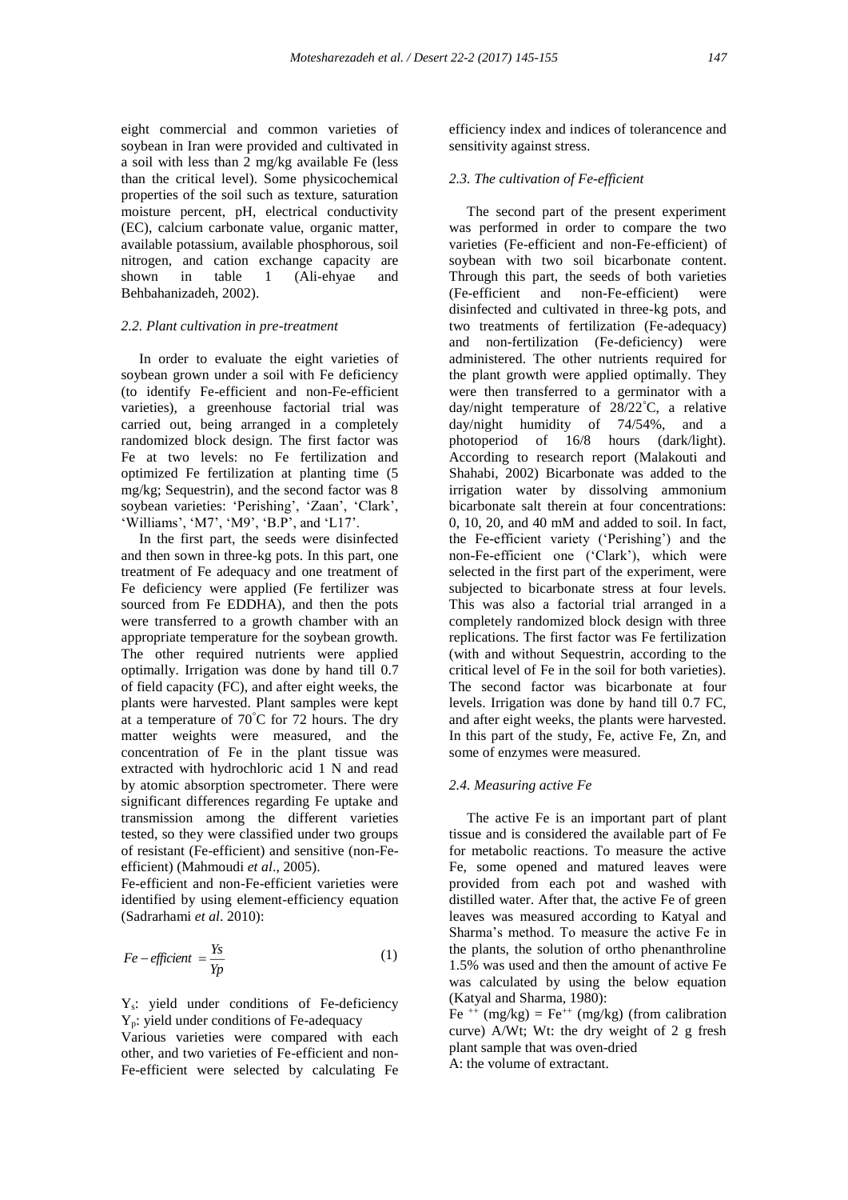eight commercial and common varieties of soybean in Iran were provided and cultivated in a soil with less than 2 mg/kg available Fe (less than the critical level). Some physicochemical properties of the soil such as texture, saturation moisture percent, pH, electrical conductivity (EC), calcium carbonate value, organic matter, available potassium, available phosphorous, soil nitrogen, and cation exchange capacity are shown in table 1 (Ali-ehyae and Behbahanizadeh, 2002).

### *2.2. Plant cultivation in pre-treatment*

In order to evaluate the eight varieties of soybean grown under a soil with Fe deficiency (to identify Fe-efficient and non-Fe-efficient varieties), a greenhouse factorial trial was carried out, being arranged in a completely randomized block design. The first factor was Fe at two levels: no Fe fertilization and optimized Fe fertilization at planting time (5 mg/kg; Sequestrin), and the second factor was 8 soybean varieties: 'Perishing', 'Zaan', 'Clark', 'Williams', 'M7', 'M9', 'B.P', and 'L17'.

In the first part, the seeds were disinfected and then sown in three-kg pots. In this part, one treatment of Fe adequacy and one treatment of Fe deficiency were applied (Fe fertilizer was sourced from Fe EDDHA), and then the pots were transferred to a growth chamber with an appropriate temperature for the soybean growth. The other required nutrients were applied optimally. Irrigation was done by hand till 0.7 of field capacity (FC), and after eight weeks, the plants were harvested. Plant samples were kept at a temperature of 70˚C for 72 hours. The dry matter weights were measured, and the concentration of Fe in the plant tissue was extracted with hydrochloric acid 1 N and read by atomic absorption spectrometer. There were significant differences regarding Fe uptake and transmission among the different varieties tested, so they were classified under two groups of resistant (Fe-efficient) and sensitive (non-Fe-efficient) (Mahmoudi *et al*., 2005).

Fe-efficient and non-Fe-efficient varieties were identified by using element-efficiency equation (Sadrarhami *et al*. 2010):

$$Fe-efficient = \frac{Ys}{Yp} \tag{1}$$

$Y_s$: yield under conditions of Fe-deficiency
$Y_p$: yield under conditions of Fe-adequacy

Various varieties were compared with each other, and two varieties of Fe-efficient and non-Fe-efficient were selected by calculating Fe efficiency index and indices of tolerancence and sensitivity against stress.

### *2.3. The cultivation of Fe-efficient*

The second part of the present experiment was performed in order to compare the two varieties (Fe-efficient and non-Fe-efficient) of soybean with two soil bicarbonate content. Through this part, the seeds of both varieties (Fe-efficient and non-Fe-efficient) were disinfected and cultivated in three-kg pots, and two treatments of fertilization (Fe-adequacy) and non-fertilization (Fe-deficiency) were administered. The other nutrients required for the plant growth were applied optimally. They were then transferred to a germinator with a day/night temperature of 28/22˚C, a relative day/night humidity of 74/54%, and a photoperiod of 16/8 hours (dark/light). According to research report (Malakouti and Shahabi, 2002) Bicarbonate was added to the irrigation water by dissolving ammonium bicarbonate salt therein at four concentrations: 0, 10, 20, and 40 mM and added to soil. In fact, the Fe-efficient variety ('Perishing') and the non-Fe-efficient one ('Clark'), which were selected in the first part of the experiment, were subjected to bicarbonate stress at four levels. This was also a factorial trial arranged in a completely randomized block design with three replications. The first factor was Fe fertilization (with and without Sequestrin, according to the critical level of Fe in the soil for both varieties). The second factor was bicarbonate at four levels. Irrigation was done by hand till 0.7 FC, and after eight weeks, the plants were harvested. In this part of the study, Fe, active Fe, Zn, and some of enzymes were measured.

### *2.4. Measuring active Fe*

The active Fe is an important part of plant tissue and is considered the available part of Fe for metabolic reactions. To measure the active Fe, some opened and matured leaves were provided from each pot and washed with distilled water. After that, the active Fe of green leaves was measured according to Katyal and Sharma's method. To measure the active Fe in the plants, the solution of ortho phenanthroline 1.5% was used and then the amount of active Fe was calculated by using the below equation (Katyal and Sharma, 1980):

$Fe^{++}$ (mg/kg) = $Fe^{++}$ (mg/kg) (from calibration curve) A/Wt; Wt: the dry weight of 2 g fresh plant sample that was oven-dried
A: the volume of extractant.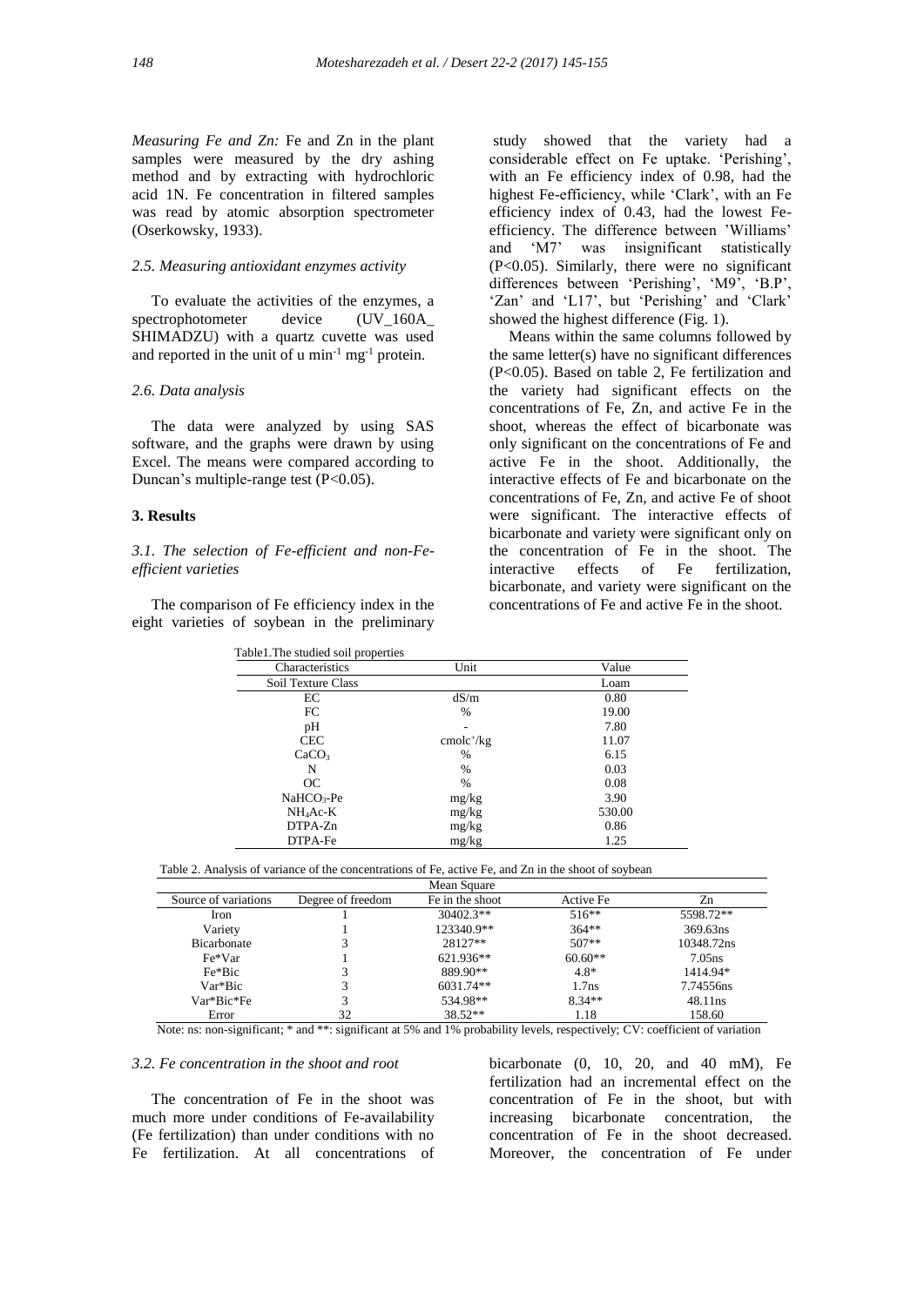*Measuring Fe and Zn:* Fe and Zn in the plant samples were measured by the dry ashing method and by extracting with hydrochloric acid 1N. Fe concentration in filtered samples was read by atomic absorption spectrometer (Oserkowsky, 1933).

### *2.5. Measuring antioxidant enzymes activity*

To evaluate the activities of the enzymes, a spectrophotometer device (UV_160A_ SHIMADZU) with a quartz cuvette was used and reported in the unit of u $min^{-1}$ $mg^{-1}$ protein.

### *2.6. Data analysis*

The data were analyzed by using SAS software, and the graphs were drawn by using Excel. The means were compared according to Duncan's multiple-range test ($P<0.05$).

## 3. Results

### *3.1. The selection of Fe-efficient and non-Fe-efficient varieties*

The comparison of Fe efficiency index in the eight varieties of soybean in the preliminary study showed that the variety had a considerable effect on Fe uptake. 'Perishing', with an Fe efficiency index of 0.98, had the highest Fe-efficiency, while 'Clark', with an Fe efficiency index of 0.43, had the lowest Fe-efficiency. The difference between 'Williams' and 'M7' was insignificant statistically ($P<0.05$). Similarly, there were no significant differences between 'Perishing', 'M9', 'B.P', 'Zan' and 'L17', but 'Perishing' and 'Clark' showed the highest difference (Fig. 1).

Means within the same columns followed by the same letter(s) have no significant differences ($P<0.05$). Based on table 2, Fe fertilization and the variety had significant effects on the concentrations of Fe, Zn, and active Fe in the shoot, whereas the effect of bicarbonate was only significant on the concentrations of Fe and active Fe in the shoot. Additionally, the interactive effects of Fe and bicarbonate on the concentrations of Fe, Zn, and active Fe of shoot were significant. The interactive effects of bicarbonate and variety were significant only on the concentration of Fe in the shoot. The interactive effects of Fe fertilization, bicarbonate, and variety were significant on the concentrations of Fe and active Fe in the shoot.

Table1.The studied soil properties

| Characteristics | Unit | Value |
|---|---|---|
| Soil Texture Class | | Loam |
| EC | dS/m | 0.80 |
| FC | % | 19.00 |
| pH | - | 7.80 |
| CEC | $cmolc^{+}/kg$ | 11.07 |
| $CaCO_3$ | % | 6.15 |
| N | % | 0.03 |
| OC | % | 0.08 |
| $NaHCO_3$-Pe | mg/kg | 3.90 |
| $NH_4Ac$-K | mg/kg | 530.00 |
| DTPA-Zn | mg/kg | 0.86 |
| DTPA-Fe | mg/kg | 1.25 |

Table 2. Analysis of variance of the concentrations of Fe, active Fe, and Zn in the shoot of soybean

| | | Mean Square | | |
|---|---|---|---|---|
| Source of variations | Degree of freedom | Fe in the shoot | Active Fe | Zn |
| Iron | 1 | 30402.3** | 516** | 5598.72** |
| Variety | 1 | 123340.9** | 364** | 369.63ns |
| Bicarbonate | 3 | 28127** | 507** | 10348.72ns |
| Fe*Var | 1 | 621.936** | 60.60** | 7.05ns |
| Fe*Bic | 3 | 889.90** | 4.8* | 1414.94* |
| Var*Bic | 3 | 6031.74** | 1.7ns | 7.74556ns |
| Var*Bic*Fe | 3 | 534.98** | 8.34** | 48.11ns |
| Error | 32 | 38.52** | 1.18 | 158.60 |

Note: ns: non-significant; * and **: significant at 5% and 1% probability levels, respectively; CV: coefficient of variation

### *3.2. Fe concentration in the shoot and root*

The concentration of Fe in the shoot was much more under conditions of Fe-availability (Fe fertilization) than under conditions with no Fe fertilization. At all concentrations of bicarbonate (0, 10, 20, and 40 mM), Fe fertilization had an incremental effect on the concentration of Fe in the shoot, but with increasing bicarbonate concentration, the concentration of Fe in the shoot decreased. Moreover, the concentration of Fe under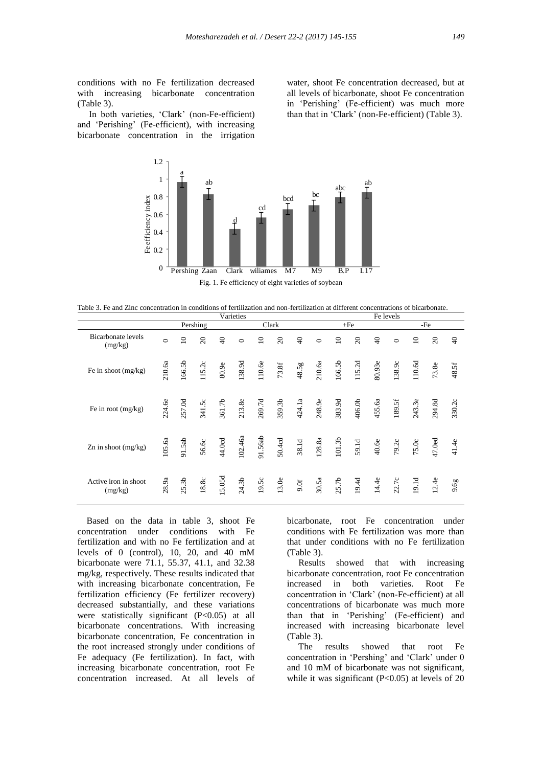conditions with no Fe fertilization decreased with increasing bicarbonate concentration (Table 3).

In both varieties, 'Clark' (non-Fe-efficient) and 'Perishing' (Fe-efficient), with increasing bicarbonate concentration in the irrigation water, shoot Fe concentration decreased, but at all levels of bicarbonate, shoot Fe concentration in 'Perishing' (Fe-efficient) was much more than that in 'Clark' (non-Fe-efficient) (Table 3).

Fig. 1. Fe efficiency of eight varieties of soybean

Table 3. Fe and Zinc concentration in conditions of fertilization and non-fertilization at different concentrations of bicarbonate.

| | Varieties | | | | | | | | Fe levels | | | | | | | |
|---|---|---|---|---|---|---|---|---|---|---|---|---|---|---|---|---|
| | Pershing | | | | Clark | | | | +Fe | | | | -Fe | | | |
| Bicarbonate levels (mg/kg) | 0 | 10 | 20 | 40 | 0 | 10 | 20 | 40 | 0 | 10 | 20 | 40 | 0 | 10 | 20 | 40 |
| Fe in shoot (mg/kg) | 210.6a | 166.5b | 115.2c | 80.9e | 138.9d | 110.6e | 73.8f | 48.5g | 210.6a | 166.5b | 115.2d | 80.93e | 138.9c | 110.6d | 73.8e | 48.5f |
| Fe in root (mg/kg) | 224.6e | 257.0d | 341.5c | 361.7b | 213.8e | 269.7d | 359.3b | 424.1a | 248.9e | 383.9d | 406.0b | 455.6a | 189.5f | 243.3e | 294.8d | 330.2c |
| Zn in shoot (mg/kg) | 105.6a | 91.5ab | 56.6c | 44.0cd | 102.46a | 91.56ab | 50.4cd | 38.1d | 128.8a | 101.3b | 59.1d | 40.6e | 79.2c | 75.0c | 47.0ed | 41.4e |
| Active iron in shoot (mg/kg) | 28.9a | 25.3b | 18.8c | 15.05d | 24.3b | 19.5c | 13.0e | 9.0f | 30.5a | 25.7b | 19.4d | 14.4e | 22.7c | 19.1d | 12.4e | 9.6g |

Based on the data in table 3, shoot Fe concentration under conditions with Fe fertilization and with no Fe fertilization and at levels of 0 (control), 10, 20, and 40 mM bicarbonate were 71.1, 55.37, 41.1, and 32.38 mg/kg, respectively. These results indicated that with increasing bicarbonate concentration, Fe fertilization efficiency (Fe fertilizer recovery) decreased substantially, and these variations were statistically significant ($P<0.05$) at all bicarbonate concentrations. With increasing bicarbonate concentration, Fe concentration in the root increased strongly under conditions of Fe adequacy (Fe fertilization). In fact, with increasing bicarbonate concentration, root Fe concentration increased. At all levels of bicarbonate, root Fe concentration under conditions with Fe fertilization was more than that under conditions with no Fe fertilization (Table 3).

Results showed that with increasing bicarbonate concentration, root Fe concentration increased in both varieties. Root Fe concentration in 'Clark' (non-Fe-efficient) at all concentrations of bicarbonate was much more than that in 'Perishing' (Fe-efficient) and increased with increasing bicarbonate level (Table 3).

The results showed that root Fe concentration in 'Pershing' and 'Clark' under 0 and 10 mM of bicarbonate was not significant, while it was significant ($P<0.05$) at levels of 20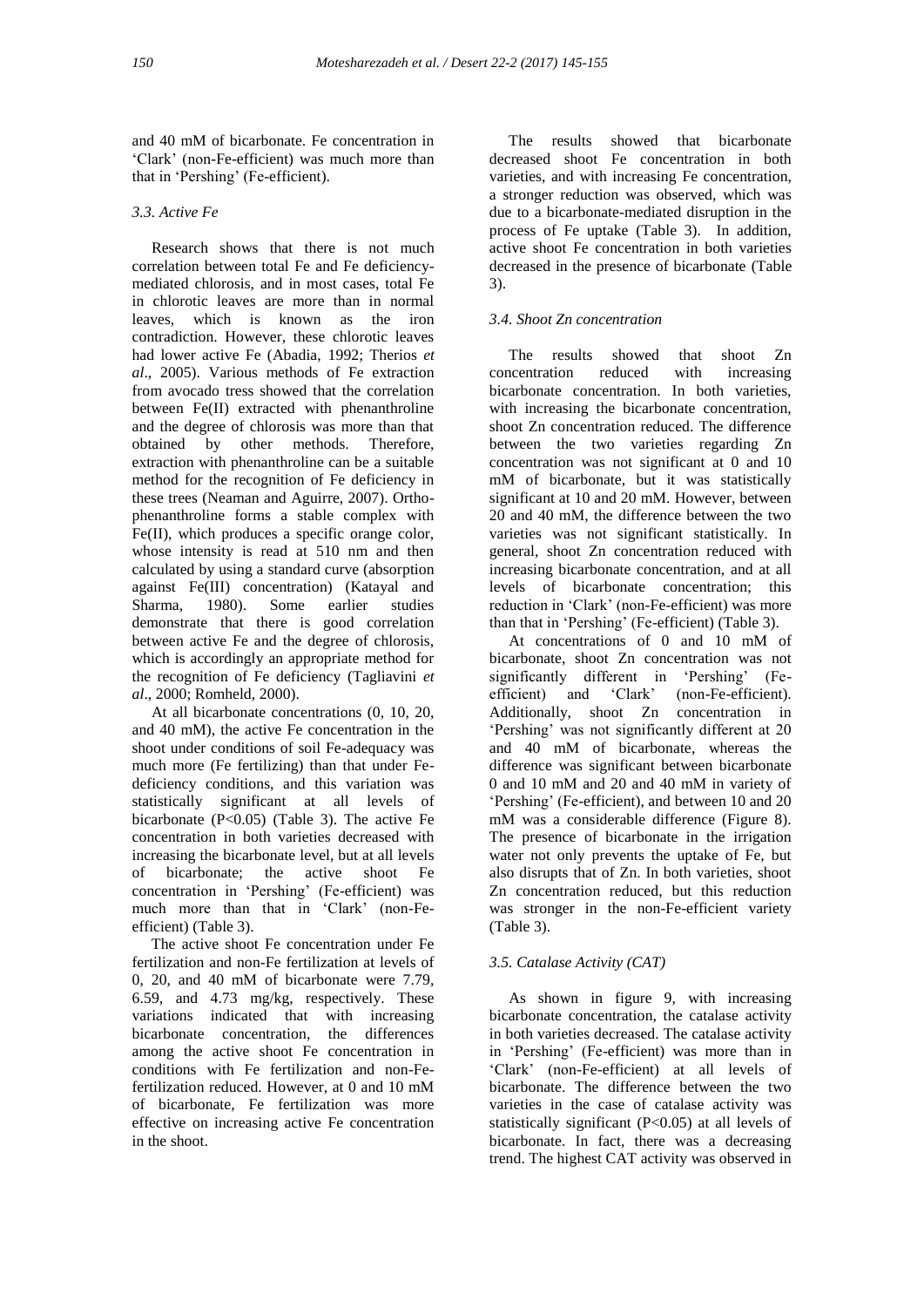and 40 mM of bicarbonate. Fe concentration in 'Clark' (non-Fe-efficient) was much more than that in 'Pershing' (Fe-efficient).

### 3.3. Active Fe

Research shows that there is not much correlation between total Fe and Fe deficiency-mediated chlorosis, and in most cases, total Fe in chlorotic leaves are more than in normal leaves, which is known as the iron contradiction. However, these chlorotic leaves had lower active Fe (Abadia, 1992; Therios *et al*., 2005). Various methods of Fe extraction from avocado tress showed that the correlation between Fe(II) extracted with phenanthroline and the degree of chlorosis was more than that obtained by other methods. Therefore, extraction with phenanthroline can be a suitable method for the recognition of Fe deficiency in these trees (Neaman and Aguirre, 2007). Ortho-phenanthroline forms a stable complex with Fe(II), which produces a specific orange color, whose intensity is read at 510 nm and then calculated by using a standard curve (absorption against Fe(III) concentration) (Katayal and Sharma, 1980). Some earlier studies demonstrate that there is good correlation between active Fe and the degree of chlorosis, which is accordingly an appropriate method for the recognition of Fe deficiency (Tagliavini *et al*., 2000; Romheld, 2000).

At all bicarbonate concentrations (0, 10, 20, and 40 mM), the active Fe concentration in the shoot under conditions of soil Fe-adequacy was much more (Fe fertilizing) than that under Fe-deficiency conditions, and this variation was statistically significant at all levels of bicarbonate ($P<0.05$) (Table 3). The active Fe concentration in both varieties decreased with increasing the bicarbonate level, but at all levels of bicarbonate; the active shoot Fe concentration in 'Pershing' (Fe-efficient) was much more than that in 'Clark' (non-Fe-efficient) (Table 3).

The active shoot Fe concentration under Fe fertilization and non-Fe fertilization at levels of 0, 20, and 40 mM of bicarbonate were 7.79, 6.59, and 4.73 mg/kg, respectively. These variations indicated that with increasing bicarbonate concentration, the differences among the active shoot Fe concentration in conditions with Fe fertilization and non-Fe-fertilization reduced. However, at 0 and 10 mM of bicarbonate, Fe fertilization was more effective on increasing active Fe concentration in the shoot.

The results showed that bicarbonate decreased shoot Fe concentration in both varieties, and with increasing Fe concentration, a stronger reduction was observed, which was due to a bicarbonate-mediated disruption in the process of Fe uptake (Table 3). In addition, active shoot Fe concentration in both varieties decreased in the presence of bicarbonate (Table 3).

### 3.4. Shoot Zn concentration

The results showed that shoot Zn concentration reduced with increasing bicarbonate concentration. In both varieties, with increasing the bicarbonate concentration, shoot Zn concentration reduced. The difference between the two varieties regarding Zn concentration was not significant at 0 and 10 mM of bicarbonate, but it was statistically significant at 10 and 20 mM. However, between 20 and 40 mM, the difference between the two varieties was not significant statistically. In general, shoot Zn concentration reduced with increasing bicarbonate concentration, and at all levels of bicarbonate concentration; this reduction in 'Clark' (non-Fe-efficient) was more than that in 'Pershing' (Fe-efficient) (Table 3).

At concentrations of 0 and 10 mM of bicarbonate, shoot Zn concentration was not significantly different in 'Pershing' (Fe-efficient) and 'Clark' (non-Fe-efficient). Additionally, shoot Zn concentration in 'Pershing' was not significantly different at 20 and 40 mM of bicarbonate, whereas the difference was significant between bicarbonate 0 and 10 mM and 20 and 40 mM in variety of 'Pershing' (Fe-efficient), and between 10 and 20 mM was a considerable difference (Figure 8). The presence of bicarbonate in the irrigation water not only prevents the uptake of Fe, but also disrupts that of Zn. In both varieties, shoot Zn concentration reduced, but this reduction was stronger in the non-Fe-efficient variety (Table 3).

### 3.5. Catalase Activity (CAT)

As shown in figure 9, with increasing bicarbonate concentration, the catalase activity in both varieties decreased. The catalase activity in 'Pershing' (Fe-efficient) was more than in 'Clark' (non-Fe-efficient) at all levels of bicarbonate. The difference between the two varieties in the case of catalase activity was statistically significant ($P<0.05$) at all levels of bicarbonate. In fact, there was a decreasing trend. The highest CAT activity was observed in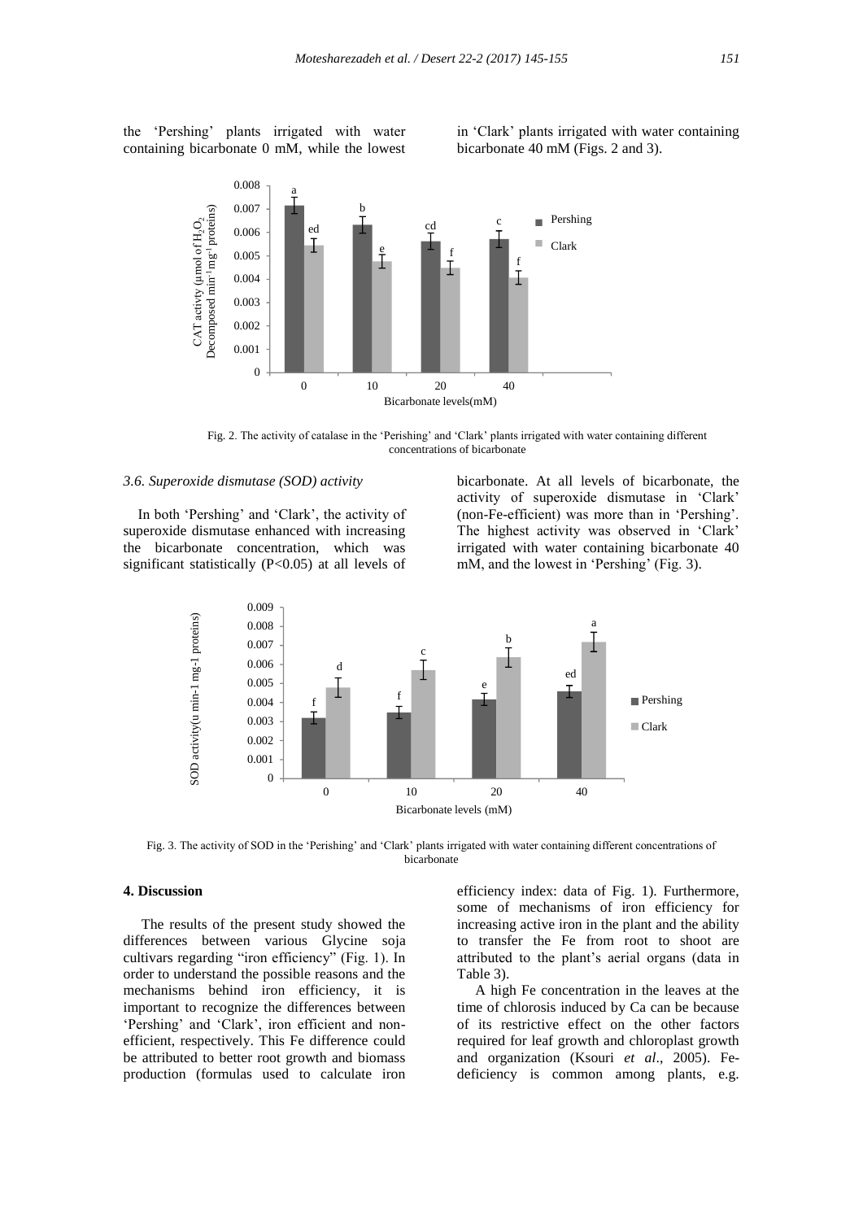the 'Pershing' plants irrigated with water containing bicarbonate 0 mM, while the lowest in 'Clark' plants irrigated with water containing bicarbonate 40 mM (Figs. 2 and 3).

Fig. 2. The activity of catalase in the 'Perishing' and 'Clark' plants irrigated with water containing different concentrations of bicarbonate

### 3.6. Superoxide dismutase (SOD) activity

In both 'Pershing' and 'Clark', the activity of superoxide dismutase enhanced with increasing the bicarbonate concentration, which was significant statistically ($P<0.05$) at all levels of bicarbonate. At all levels of bicarbonate, the activity of superoxide dismutase in 'Clark' (non-Fe-efficient) was more than in 'Pershing'. The highest activity was observed in 'Clark' irrigated with water containing bicarbonate 40 mM, and the lowest in 'Pershing' (Fig. 3).

Fig. 3. The activity of SOD in the 'Perishing' and 'Clark' plants irrigated with water containing different concentrations of bicarbonate

## 4. Discussion

The results of the present study showed the differences between various Glycine soja cultivars regarding "iron efficiency" (Fig. 1). In order to understand the possible reasons and the mechanisms behind iron efficiency, it is important to recognize the differences between 'Pershing' and 'Clark', iron efficient and non-efficient, respectively. This Fe difference could be attributed to better root growth and biomass production (formulas used to calculate iron efficiency index: data of Fig. 1). Furthermore, some of mechanisms of iron efficiency for increasing active iron in the plant and the ability to transfer the Fe from root to shoot are attributed to the plant's aerial organs (data in Table 3).

A high Fe concentration in the leaves at the time of chlorosis induced by Ca can be because of its restrictive effect on the other factors required for leaf growth and chloroplast growth and organization (Ksouri *et al*., 2005). Fe-deficiency is common among plants, e.g.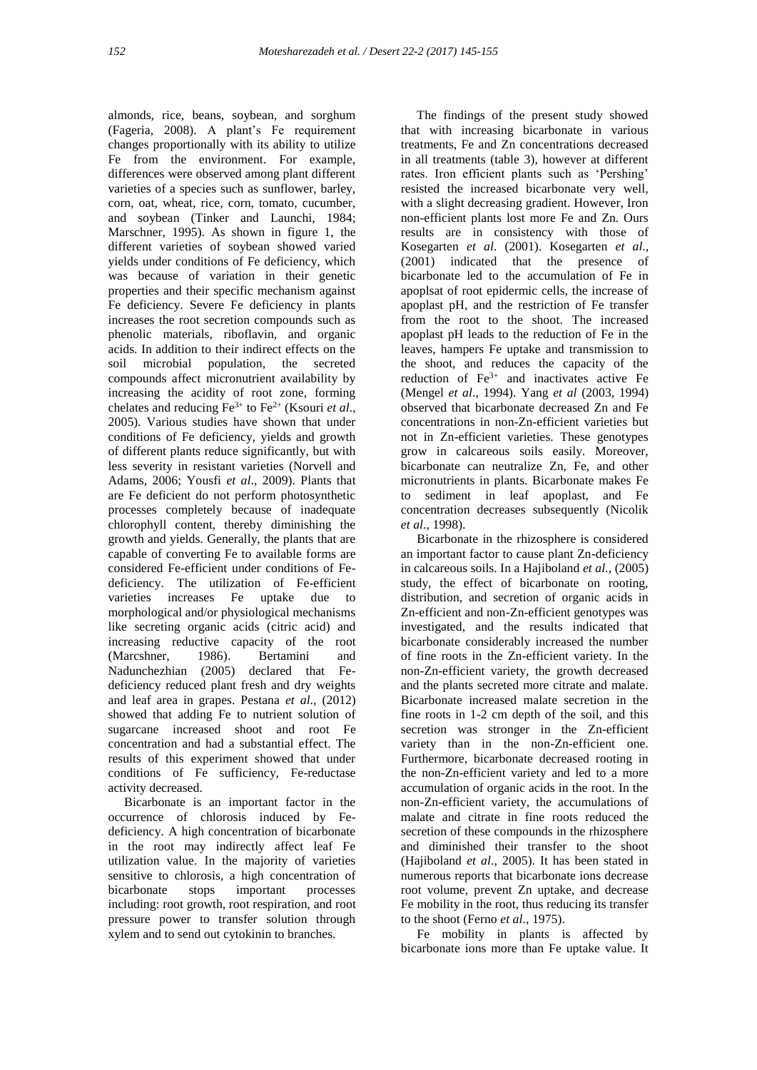almonds, rice, beans, soybean, and sorghum (Fageria, 2008). A plant's Fe requirement changes proportionally with its ability to utilize Fe from the environment. For example, differences were observed among plant different varieties of a species such as sunflower, barley, corn, oat, wheat, rice, corn, tomato, cucumber, and soybean (Tinker and Launchi, 1984; Marschner, 1995). As shown in figure 1, the different varieties of soybean showed varied yields under conditions of Fe deficiency, which was because of variation in their genetic properties and their specific mechanism against Fe deficiency. Severe Fe deficiency in plants increases the root secretion compounds such as phenolic materials, riboflavin, and organic acids. In addition to their indirect effects on the soil microbial population, the secreted compounds affect micronutrient availability by increasing the acidity of root zone, forming chelates and reducing $Fe^{3+}$ to $Fe^{2+}$ (Ksouri *et al*., 2005). Various studies have shown that under conditions of Fe deficiency, yields and growth of different plants reduce significantly, but with less severity in resistant varieties (Norvell and Adams, 2006; Yousfi *et al*., 2009). Plants that are Fe deficient do not perform photosynthetic processes completely because of inadequate chlorophyll content, thereby diminishing the growth and yields. Generally, the plants that are capable of converting Fe to available forms are considered Fe-efficient under conditions of Fe-deficiency. The utilization of Fe-efficient varieties increases Fe uptake due to morphological and/or physiological mechanisms like secreting organic acids (citric acid) and increasing reductive capacity of the root (Marcshner, 1986). Bertamini and Nadunchezhian (2005) declared that Fe-deficiency reduced plant fresh and dry weights and leaf area in grapes. Pestana *et al*., (2012) showed that adding Fe to nutrient solution of sugarcane increased shoot and root Fe concentration and had a substantial effect. The results of this experiment showed that under conditions of Fe sufficiency, Fe-reductase activity decreased.

Bicarbonate is an important factor in the occurrence of chlorosis induced by Fe-deficiency. A high concentration of bicarbonate in the root may indirectly affect leaf Fe utilization value. In the majority of varieties sensitive to chlorosis, a high concentration of bicarbonate stops important processes including: root growth, root respiration, and root pressure power to transfer solution through xylem and to send out cytokinin to branches.

The findings of the present study showed that with increasing bicarbonate in various treatments, Fe and Zn concentrations decreased in all treatments (table 3), however at different rates. Iron efficient plants such as 'Pershing' resisted the increased bicarbonate very well, with a slight decreasing gradient. However, Iron non-efficient plants lost more Fe and Zn. Ours results are in consistency with those of Kosegarten *et al.* (2001). Kosegarten *et al.*, (2001) indicated that the presence of bicarbonate led to the accumulation of Fe in apoplsat of root epidermic cells, the increase of apoplast pH, and the restriction of Fe transfer from the root to the shoot. The increased apoplast pH leads to the reduction of Fe in the leaves, hampers Fe uptake and transmission to the shoot, and reduces the capacity of the reduction of $Fe^{3+}$ and inactivates active Fe (Mengel *et al*., 1994). Yang *et al* (2003, 1994) observed that bicarbonate decreased Zn and Fe concentrations in non-Zn-efficient varieties but not in Zn-efficient varieties. These genotypes grow in calcareous soils easily. Moreover, bicarbonate can neutralize Zn, Fe, and other micronutrients in plants. Bicarbonate makes Fe to sediment in leaf apoplast, and Fe concentration decreases subsequently (Nicolik *et al*., 1998).

Bicarbonate in the rhizosphere is considered an important factor to cause plant Zn-deficiency in calcareous soils. In a Hajiboland *et al.*, (2005) study, the effect of bicarbonate on rooting, distribution, and secretion of organic acids in Zn-efficient and non-Zn-efficient genotypes was investigated, and the results indicated that bicarbonate considerably increased the number of fine roots in the Zn-efficient variety. In the non-Zn-efficient variety, the growth decreased and the plants secreted more citrate and malate. Bicarbonate increased malate secretion in the fine roots in 1-2 cm depth of the soil, and this secretion was stronger in the Zn-efficient variety than in the non-Zn-efficient one. Furthermore, bicarbonate decreased rooting in the non-Zn-efficient variety and led to a more accumulation of organic acids in the root. In the non-Zn-efficient variety, the accumulations of malate and citrate in fine roots reduced the secretion of these compounds in the rhizosphere and diminished their transfer to the shoot (Hajiboland *et al*., 2005). It has been stated in numerous reports that bicarbonate ions decrease root volume, prevent Zn uptake, and decrease Fe mobility in the root, thus reducing its transfer to the shoot (Ferno *et al*., 1975).

Fe mobility in plants is affected by bicarbonate ions more than Fe uptake value. It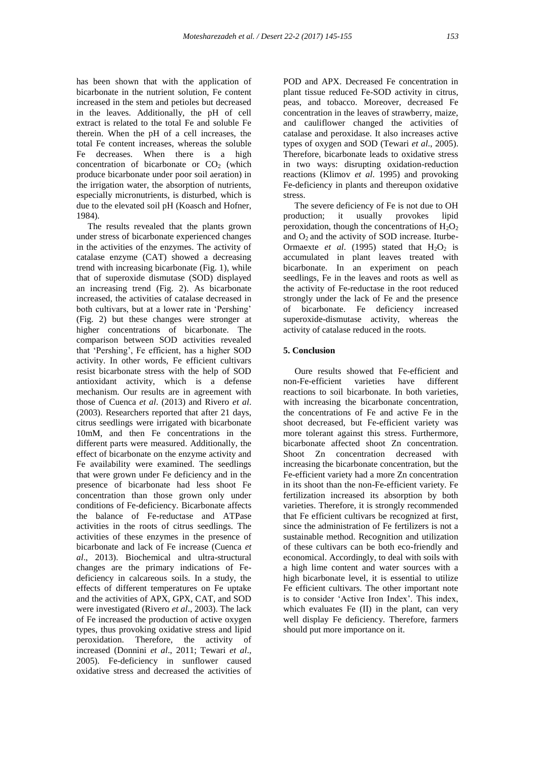has been shown that with the application of bicarbonate in the nutrient solution, Fe content increased in the stem and petioles but decreased in the leaves. Additionally, the pH of cell extract is related to the total Fe and soluble Fe therein. When the pH of a cell increases, the total Fe content increases, whereas the soluble Fe decreases. When there is a high concentration of bicarbonate or $CO_2$ (which produce bicarbonate under poor soil aeration) in the irrigation water, the absorption of nutrients, especially micronutrients, is disturbed, which is due to the elevated soil pH (Koasch and Hofner, 1984).

The results revealed that the plants grown under stress of bicarbonate experienced changes in the activities of the enzymes. The activity of catalase enzyme (CAT) showed a decreasing trend with increasing bicarbonate (Fig. 1), while that of superoxide dismutase (SOD) displayed an increasing trend (Fig. 2). As bicarbonate increased, the activities of catalase decreased in both cultivars, but at a lower rate in 'Pershing' (Fig. 2) but these changes were stronger at higher concentrations of bicarbonate. The comparison between SOD activities revealed that 'Pershing', Fe efficient, has a higher SOD activity. In other words, Fe efficient cultivars resist bicarbonate stress with the help of SOD antioxidant activity, which is a defense mechanism. Our results are in agreement with those of Cuenca *et al*. (2013) and Rivero *et al*. (2003). Researchers reported that after 21 days, citrus seedlings were irrigated with bicarbonate 10mM, and then Fe concentrations in the different parts were measured. Additionally, the effect of bicarbonate on the enzyme activity and Fe availability were examined. The seedlings that were grown under Fe deficiency and in the presence of bicarbonate had less shoot Fe concentration than those grown only under conditions of Fe-deficiency. Bicarbonate affects the balance of Fe-reductase and ATPase activities in the roots of citrus seedlings. The activities of these enzymes in the presence of bicarbonate and lack of Fe increase (Cuenca *et al*., 2013). Biochemical and ultra-structural changes are the primary indications of Fe-deficiency in calcareous soils. In a study, the effects of different temperatures on Fe uptake and the activities of APX, GPX, CAT, and SOD were investigated (Rivero *et al*., 2003). The lack of Fe increased the production of active oxygen types, thus provoking oxidative stress and lipid peroxidation. Therefore, the activity of increased (Donnini *et al*., 2011; Tewari *et al*., 2005). Fe-deficiency in sunflower caused oxidative stress and decreased the activities of POD and APX. Decreased Fe concentration in plant tissue reduced Fe-SOD activity in citrus, peas, and tobacco. Moreover, decreased Fe concentration in the leaves of strawberry, maize, and cauliflower changed the activities of catalase and peroxidase. It also increases active types of oxygen and SOD (Tewari *et al*., 2005). Therefore, bicarbonate leads to oxidative stress in two ways: disrupting oxidation-reduction reactions (Klimov *et al*. 1995) and provoking Fe-deficiency in plants and thereupon oxidative stress.

The severe deficiency of Fe is not due to OH production; it usually provokes lipid peroxidation, though the concentrations of $H_2O_2$ and $O_2$ and the activity of SOD increase. Iturbe-Ormaexte *et al*. (1995) stated that $H_2O_2$ is accumulated in plant leaves treated with bicarbonate. In an experiment on peach seedlings, Fe in the leaves and roots as well as the activity of Fe-reductase in the root reduced strongly under the lack of Fe and the presence of bicarbonate. Fe deficiency increased superoxide-dismutase activity, whereas the activity of catalase reduced in the roots.

## 5. Conclusion

Oure results showed that Fe-efficient and non-Fe-efficient varieties have different reactions to soil bicarbonate. In both varieties, with increasing the bicarbonate concentration, the concentrations of Fe and active Fe in the shoot decreased, but Fe-efficient variety was more tolerant against this stress. Furthermore, bicarbonate affected shoot Zn concentration. Shoot Zn concentration decreased with increasing the bicarbonate concentration, but the Fe-efficient variety had a more Zn concentration in its shoot than the non-Fe-efficient variety. Fe fertilization increased its absorption by both varieties. Therefore, it is strongly recommended that Fe efficient cultivars be recognized at first, since the administration of Fe fertilizers is not a sustainable method. Recognition and utilization of these cultivars can be both eco-friendly and economical. Accordingly, to deal with soils with a high lime content and water sources with a high bicarbonate level, it is essential to utilize Fe efficient cultivars. The other important note is to consider 'Active Iron Index'. This index, which evaluates Fe (II) in the plant, can very well display Fe deficiency. Therefore, farmers should put more importance on it.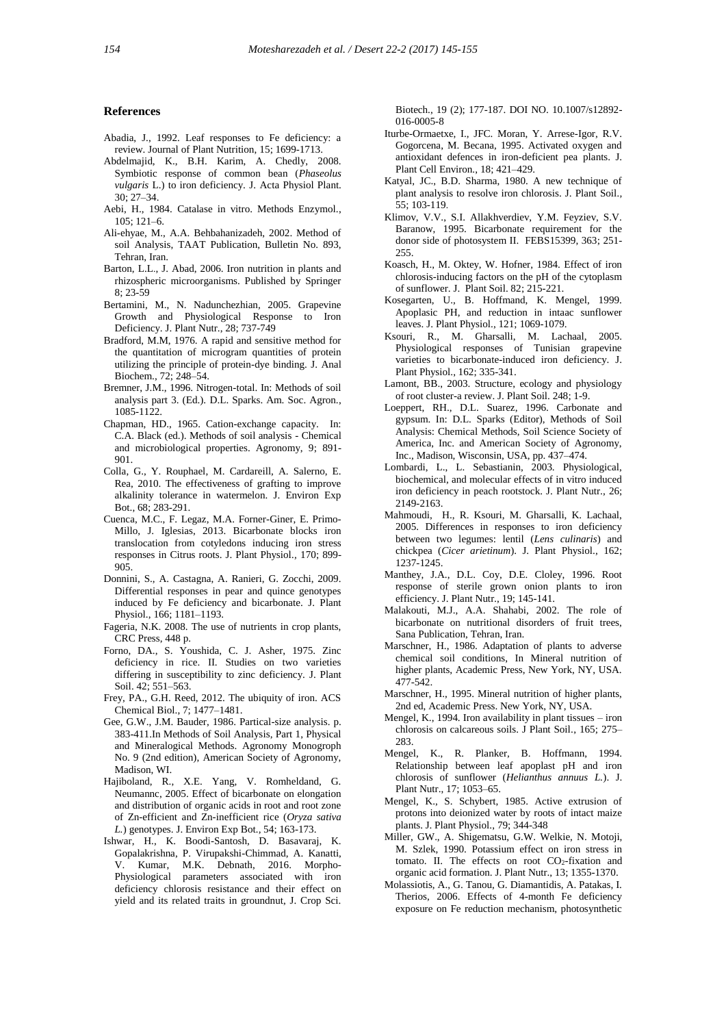## References

Abadia, J., 1992. Leaf responses to Fe deficiency: a review. Journal of Plant Nutrition, 15; 1699-1713.

Abdelmajid, K., B.H. Karim, A. Chedly, 2008. Symbiotic response of common bean (*Phaseolus vulgaris* L.) to iron deficiency. J. Acta Physiol Plant. 30; 27–34.

Aebi, H., 1984. Catalase in vitro. Methods Enzymol., 105; 121–6.

Ali-ehyae, M., A.A. Behbahanizadeh, 2002. Method of soil Analysis, TAAT Publication, Bulletin No. 893, Tehran, Iran.

Barton, L.L., J. Abad, 2006. Iron nutrition in plants and rhizospheric microorganisms. Published by Springer 8; 23-59

Bertamini, M., N. Nadunchezhian, 2005. Grapevine Growth and Physiological Response to Iron Deficiency. J. Plant Nutr., 28; 737-749

Bradford, M.M, 1976. A rapid and sensitive method for the quantitation of microgram quantities of protein utilizing the principle of protein-dye binding. J. Anal Biochem., 72; 248–54.

Bremner, J.M., 1996. Nitrogen-total. In: Methods of soil analysis part 3. (Ed.). D.L. Sparks. Am. Soc. Agron., 1085-1122.

Chapman, HD., 1965. Cation-exchange capacity. In: C.A. Black (ed.). Methods of soil analysis - Chemical and microbiological properties. Agronomy, 9; 891-901.

Colla, G., Y. Rouphael, M. Cardareill, A. Salerno, E. Rea, 2010. The effectiveness of grafting to improve alkalinity tolerance in watermelon. J. Environ Exp Bot., 68; 283-291.

Cuenca, M.C., F. Legaz, M.A. Forner-Giner, E. Primo-Millo, J. Iglesias, 2013. Bicarbonate blocks iron translocation from cotyledons inducing iron stress responses in Citrus roots. J. Plant Physiol., 170; 899-905.

Donnini, S., A. Castagna, A. Ranieri, G. Zocchi, 2009. Differential responses in pear and quince genotypes induced by Fe deficiency and bicarbonate. J. Plant Physiol., 166; 1181–1193.

Fageria, N.K. 2008. The use of nutrients in crop plants, CRC Press, 448 p.

Forno, DA., S. Youshida, C. J. Asher, 1975. Zinc deficiency in rice. II. Studies on two varieties differing in susceptibility to zinc deficiency. J. Plant Soil. 42; 551–563.

Frey, PA., G.H. Reed, 2012. The ubiquity of iron. ACS Chemical Biol., 7; 1477–1481.

Gee, G.W., J.M. Bauder, 1986. Partical-size analysis. p. 383-411.In Methods of Soil Analysis, Part 1, Physical and Mineralogical Methods. Agronomy Monograph No. 9 (2nd edition), American Society of Agronomy, Madison, WI.

Hajiboland, R., X.E. Yang, V. Romheldand, G. Neumannc, 2005. Effect of bicarbonate on elongation and distribution of organic acids in root and root zone of Zn-efficient and Zn-inefficient rice (*Oryza sativa L.*) genotypes. J. Environ Exp Bot., 54; 163-173.

Ishwar, H., K. Boodi-Santosh, D. Basavaraj, K. Gopalakrishna, P. Virupakshi-Chimmad, A. Kanatti, V. Kumar, M.K. Debnath, 2016. Morpho-Physiological parameters associated with iron deficiency chlorosis resistance and their effect on yield and its related traits in groundnut, J. Crop Sci. Biotech., 19 (2); 177-187. DOI NO. 10.1007/s12892-016-0005-8

Iturbe-Ormaetxe, I., JFC. Moran, Y. Arrese-Igor, R.V. Gogorcena, M. Becana, 1995. Activated oxygen and antioxidant defences in iron-deficient pea plants. J. Plant Cell Environ., 18; 421–429.

Katyal, JC., B.D. Sharma, 1980. A new technique of plant analysis to resolve iron chlorosis. J. Plant Soil., 55; 103-119.

Klimov, V.V., S.I. Allakhverdiev, Y.M. Feyziev, S.V. Baranow, 1995. Bicarbonate requirement for the donor side of photosystem II. FEBS15399, 363; 251-255.

Koasch, H., M. Oktey, W. Hofner, 1984. Effect of iron chlorosis-inducing factors on the pH of the cytoplasm of sunflower. J. Plant Soil. 82; 215-221.

Kosegarten, U., B. Hoffmand, K. Mengel, 1999. Apoplasic PH, and reduction in intaac sunflower leaves. J. Plant Physiol., 121; 1069-1079.

Ksouri, R., M. Gharsalli, M. Lachaal, 2005. Physiological responses of Tunisian grapevine varieties to bicarbonate-induced iron deficiency. J. Plant Physiol., 162; 335-341.

Lamont, BB., 2003. Structure, ecology and physiology of root cluster-a review. J. Plant Soil. 248; 1-9.

Loeppert, RH., D.L. Suarez, 1996. Carbonate and gypsum. In: D.L. Sparks (Editor), Methods of Soil Analysis: Chemical Methods, Soil Science Society of America, Inc. and American Society of Agronomy, Inc., Madison, Wisconsin, USA, pp. 437–474.

Lombardi, L., L. Sebastianin, 2003. Physiological, biochemical, and molecular effects of in vitro induced iron deficiency in peach rootstock. J. Plant Nutr., 26; 2149-2163.

Mahmoudi, H., R. Ksouri, M. Gharsalli, K. Lachaal, 2005. Differences in responses to iron deficiency between two legumes: lentil (*Lens culinaris*) and chickpea (*Cicer arietinum*). J. Plant Physiol., 162; 1237-1245.

Manthey, J.A., D.L. Coy, D.E. Cloley, 1996. Root response of sterile grown onion plants to iron efficiency. J. Plant Nutr., 19; 145-141.

Malakouti, M.J., A.A. Shahabi, 2002. The role of bicarbonate on nutritional disorders of fruit trees, Sana Publication, Tehran, Iran.

Marschner, H., 1986. Adaptation of plants to adverse chemical soil conditions, In Mineral nutrition of higher plants, Academic Press, New York, NY, USA. 477-542.

Marschner, H., 1995. Mineral nutrition of higher plants, 2nd ed, Academic Press. New York, NY, USA.

Mengel, K., 1994. Iron availability in plant tissues – iron chlorosis on calcareous soils. J Plant Soil., 165; 275–283.

Mengel, K., R. Planker, B. Hoffmann, 1994. Relationship between leaf apoplast pH and iron chlorosis of sunflower (*Helianthus annuus L.*). J. Plant Nutr., 17; 1053–65.

Mengel, K., S. Schybert, 1985. Active extrusion of protons into deionized water by roots of intact maize plants. J. Plant Physiol., 79; 344-348

Miller, GW., A. Shigematsu, G.W. Welkie, N. Motoji, M. Szlek, 1990. Potassium effect on iron stress in tomato. II. The effects on root $CO_2$-fixation and organic acid formation. J. Plant Nutr., 13; 1355-1370.

Molassiotis, A., G. Tanou, G. Diamantidis, A. Patakas, I. Therios, 2006. Effects of 4-month Fe deficiency exposure on Fe reduction mechanism, photosynthetic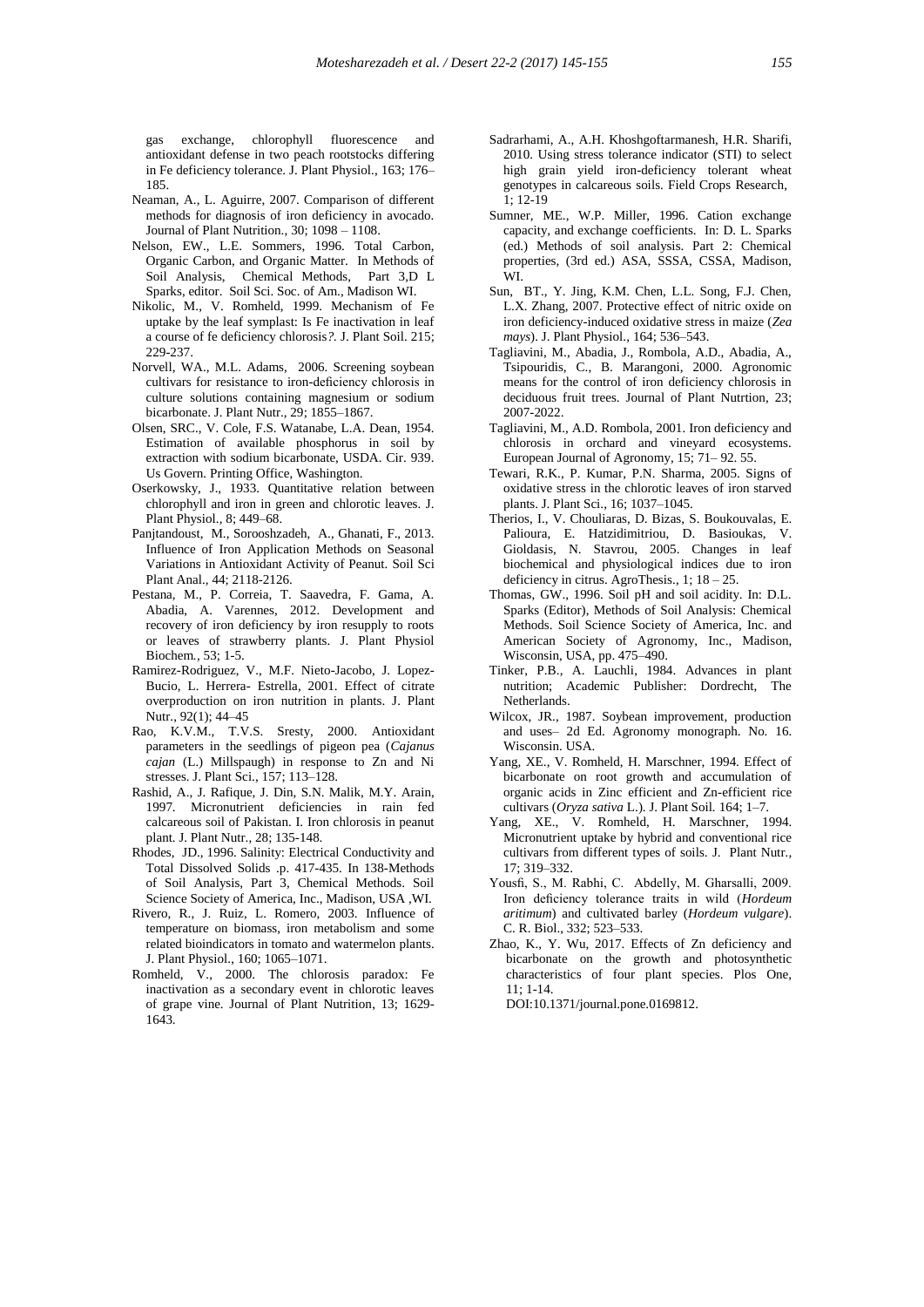gas exchange, chlorophyll fluorescence and antioxidant defense in two peach rootstocks differing in Fe deficiency tolerance. J. Plant Physiol., 163; 176–185.

Neaman, A., L. Aguirre, 2007. Comparison of different methods for diagnosis of iron deficiency in avocado. Journal of Plant Nutrition., 30; 1098 – 1108.

Nelson, EW., L.E. Sommers, 1996. Total Carbon, Organic Carbon, and Organic Matter. In Methods of Soil Analysis, Chemical Methods, Part 3,D L Sparks, editor. Soil Sci. Soc. of Am., Madison WI.

Nikolic, M., V. Romheld, 1999. Mechanism of Fe uptake by the leaf symplast: Is Fe inactivation in leaf a course of fe deficiency chlorosis*?*. J. Plant Soil. 215; 229-237.

Norvell, WA., M.L. Adams, 2006. Screening soybean cultivars for resistance to iron-deficiency chlorosis in culture solutions containing magnesium or sodium bicarbonate. J. Plant Nutr., 29; 1855–1867.

Olsen, SRC., V. Cole, F.S. Watanabe, L.A. Dean, 1954. Estimation of available phosphorus in soil by extraction with sodium bicarbonate, USDA. Cir. 939. Us Govern. Printing Office, Washington.

Oserkowsky, J., 1933. Quantitative relation between chlorophyll and iron in green and chlorotic leaves. J. Plant Physiol., 8; 449–68.

Panjtandoust, M., Sorooshzadeh, A., Ghanati, F., 2013. Influence of Iron Application Methods on Seasonal Variations in Antioxidant Activity of Peanut. Soil Sci Plant Anal., 44; 2118-2126.

Pestana, M., P. Correia, T. Saavedra, F. Gama, A. Abadia, A. Varennes, 2012. Development and recovery of iron deficiency by iron resupply to roots or leaves of strawberry plants. J. Plant Physiol Biochem., 53; 1-5.

Ramirez-Rodriguez, V., M.F. Nieto-Jacobo, J. Lopez-Bucio, L. Herrera- Estrella, 2001. Effect of citrate overproduction on iron nutrition in plants. J. Plant Nutr., 92(1); 44–45

Rao, K.V.M., T.V.S. Sresty, 2000. Antioxidant parameters in the seedlings of pigeon pea (*Cajanus cajan* (L.) Millspaugh) in response to Zn and Ni stresses. J. Plant Sci., 157; 113–128.

Rashid, A., J. Rafique, J. Din, S.N. Malik, M.Y. Arain, 1997. Micronutrient deficiencies in rain fed calcareous soil of Pakistan. I. Iron chlorosis in peanut plant. J. Plant Nutr., 28; 135-148.

Rhodes, JD., 1996. Salinity: Electrical Conductivity and Total Dissolved Solids .p. 417-435. In 138-Methods of Soil Analysis, Part 3, Chemical Methods. Soil Science Society of America, Inc., Madison, USA ,WI.

Rivero, R., J. Ruiz, L. Romero, 2003. Influence of temperature on biomass, iron metabolism and some related bioindicators in tomato and watermelon plants. J. Plant Physiol., 160; 1065–1071.

Romheld, V., 2000. The chlorosis paradox: Fe inactivation as a secondary event in chlorotic leaves of grape vine. Journal of Plant Nutrition, 13; 1629-1643.

Sadrarhami, A., A.H. Khoshgoftarmanesh, H.R. Sharifi, 2010. Using stress tolerance indicator (STI) to select high grain yield iron-deficiency tolerant wheat genotypes in calcareous soils. Field Crops Research, 1; 12-19

Sumner, ME., W.P. Miller, 1996. Cation exchange capacity, and exchange coefficients. In: D. L. Sparks (ed.) Methods of soil analysis. Part 2: Chemical properties, (3rd ed.) ASA, SSSA, CSSA, Madison, WI.

Sun, BT., Y. Jing, K.M. Chen, L.L. Song, F.J. Chen, L.X. Zhang, 2007. Protective effect of nitric oxide on iron deficiency-induced oxidative stress in maize (*Zea mays*). J. Plant Physiol., 164; 536–543.

Tagliavini, M., Abadia, J., Rombola, A.D., Abadia, A., Tsipouridis, C., B. Marangoni, 2000. Agronomic means for the control of iron deficiency chlorosis in deciduous fruit trees. Journal of Plant Nutrtion, 23; 2007-2022.

Tagliavini, M., A.D. Rombola, 2001. Iron deficiency and chlorosis in orchard and vineyard ecosystems. European Journal of Agronomy, 15; 71– 92. 55.

Tewari, R.K., P. Kumar, P.N. Sharma, 2005. Signs of oxidative stress in the chlorotic leaves of iron starved plants. J. Plant Sci., 16; 1037–1045.

Therios, I., V. Chouliaras, D. Bizas, S. Boukouvalas, E. Palioura, E. Hatzidimitriou, D. Basioukas, V. Gioldasis, N. Stavrou, 2005. Changes in leaf biochemical and physiological indices due to iron deficiency in citrus. AgroThesis., 1; 18 – 25.

Thomas, GW., 1996. Soil pH and soil acidity. In: D.L. Sparks (Editor), Methods of Soil Analysis: Chemical Methods. Soil Science Society of America, Inc. and American Society of Agronomy, Inc., Madison, Wisconsin, USA, pp. 475–490.

Tinker, P.B., A. Lauchli, 1984. Advances in plant nutrition; Academic Publisher: Dordrecht, The Netherlands.

Wilcox, JR., 1987. Soybean improvement, production and uses– 2d Ed. Agronomy monograph. No. 16. Wisconsin. USA.

Yang, XE., V. Romheld, H. Marschner, 1994. Effect of bicarbonate on root growth and accumulation of organic acids in Zinc efficient and Zn-efficient rice cultivars (*Oryza sativa* L.). J. Plant Soil. 164; 1–7.

Yang, XE., V. Romheld, H. Marschner, 1994. Micronutrient uptake by hybrid and conventional rice cultivars from different types of soils. J. Plant Nutr., 17; 319–332.

Yousfi, S., M. Rabhi, C. Abdelly, M. Gharsalli, 2009. Iron deficiency tolerance traits in wild (*Hordeum aritimum*) and cultivated barley (*Hordeum vulgare*). C. R. Biol., 332; 523–533.

Zhao, K., Y. Wu, 2017. Effects of Zn deficiency and bicarbonate on the growth and photosynthetic characteristics of four plant species. Plos One, 11; 1-14.
DOI:10.1371/journal.pone.0169812.